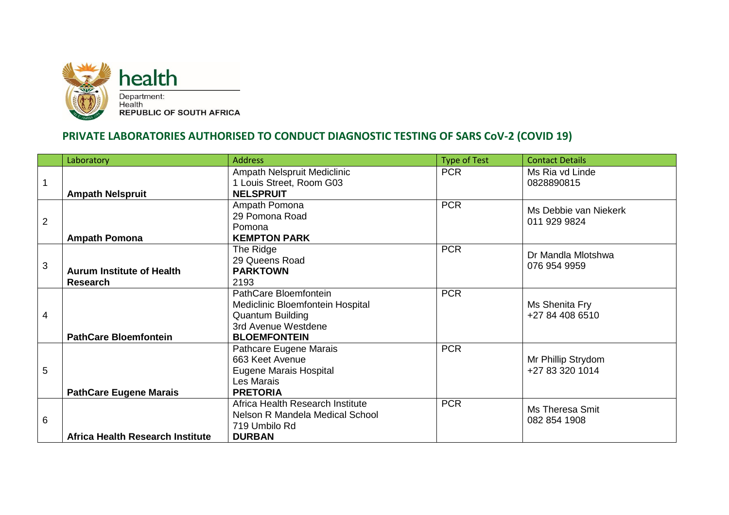health

Department:
Health
**REPUBLIC OF SOUTH AFRICA**

## PRIVATE LABORATORIES AUTHORISED TO CONDUCT DIAGNOSTIC TESTING OF SARS CoV-2 (COVID 19)

| | Laboratory | Address | Type of Test | Contact Details |
|---|---|---|---|---|
| 1 | **Ampath Nelspruit** | Ampath Nelspruit Mediclinic<br>1 Louis Street, Room G03<br>**NELSPRUIT** | PCR | Ms Ria vd Linde<br>0828890815 |
| 2 | **Ampath Pomona** | Ampath Pomona<br>29 Pomona Road<br>Pomona<br>**KEMPTON PARK** | PCR | Ms Debbie van Niekerk<br>011 929 9824 |
| 3 | **Aurum Institute of Health Research** | The Ridge<br>29 Queens Road<br>**PARKTOWN**<br>2193 | PCR | Dr Mandla Mlotshwa<br>076 954 9959 |
| 4 | **PathCare Bloemfontein** | PathCare Bloemfontein<br>Mediclinic Bloemfontein Hospital<br>Quantum Building<br>3rd Avenue Westdene<br>**BLOEMFONTEIN** | PCR | Ms Shenita Fry<br>+27 84 408 6510 |
| 5 | **PathCare Eugene Marais** | Pathcare Eugene Marais<br>663 Keet Avenue<br>Eugene Marais Hospital<br>Les Marais<br>**PRETORIA** | PCR | Mr Phillip Strydom<br>+27 83 320 1014 |
| 6 | **Africa Health Research Institute** | Africa Health Research Institute<br>Nelson R Mandela Medical School<br>719 Umbilo Rd<br>**DURBAN** | PCR | Ms Theresa Smit<br>082 854 1908 |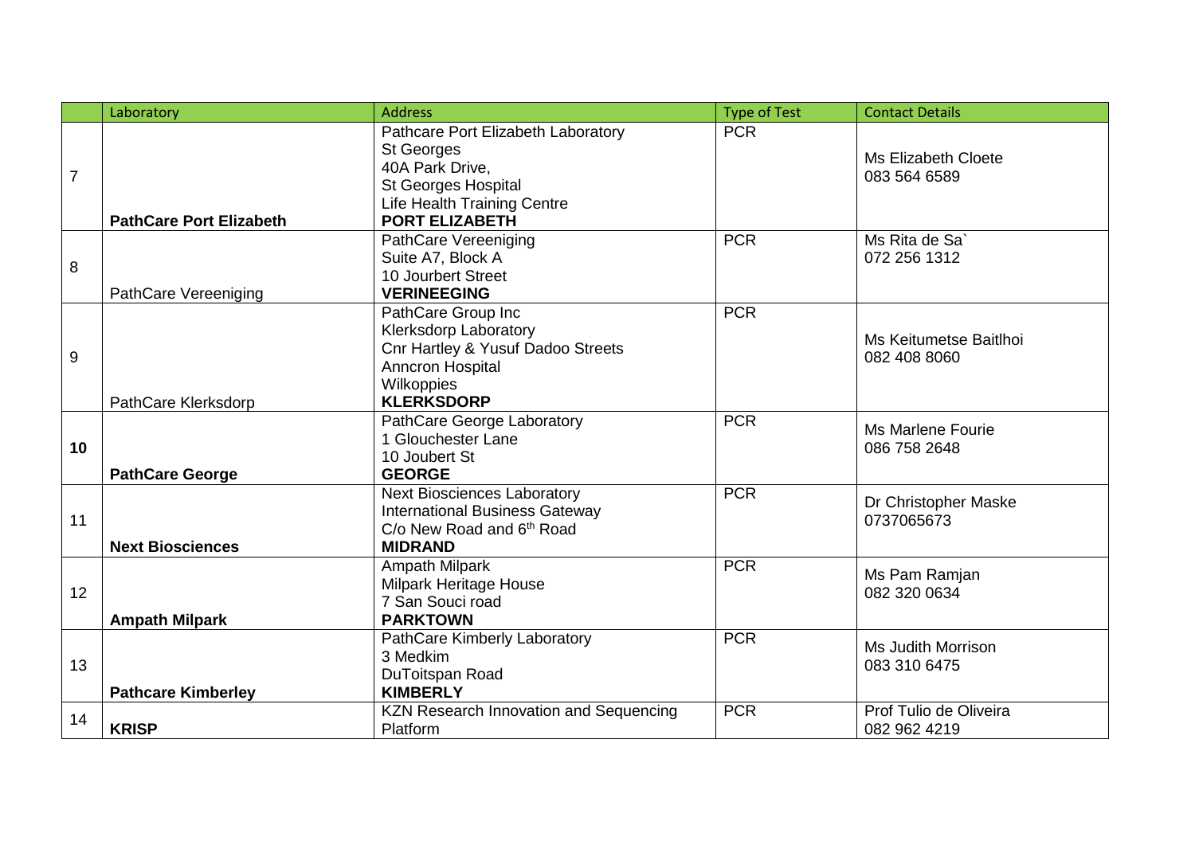| | Laboratory | Address | Type of Test | Contact Details |
|---|---|---|---|---|
| 7 | **PathCare Port Elizabeth** | Pathcare Port Elizabeth Laboratory<br>St Georges<br>40A Park Drive,<br>St Georges Hospital<br>Life Health Training Centre<br>**PORT ELIZABETH** | PCR | Ms Elizabeth Cloete<br>083 564 6589 |
| 8 | PathCare Vereeniging | PathCare Vereeniging<br>Suite A7, Block A<br>10 Jourbert Street<br>**VERINEEGING** | PCR | Ms Rita de Sa`<br>072 256 1312 |
| 9 | PathCare Klerksdorp | PathCare Group Inc<br>Klerksdorp Laboratory<br>Cnr Hartley & Yusuf Dadoo Streets<br>Anncron Hospital<br>Wilkoppies<br>**KLERKSDORP** | PCR | Ms Keitumetse Baitlhoi<br>082 408 8060 |
| **10** | **PathCare George** | PathCare George Laboratory<br>1 Glouchester Lane<br>10 Joubert St<br>**GEORGE** | PCR | Ms Marlene Fourie<br>086 758 2648 |
| 11 | **Next Biosciences** | Next Biosciences Laboratory<br>International Business Gateway<br>C/o New Road and 6th Road<br>**MIDRAND** | PCR | Dr Christopher Maske<br>0737065673 |
| 12 | **Ampath Milpark** | Ampath Milpark<br>Milpark Heritage House<br>7 San Souci road<br>**PARKTOWN** | PCR | Ms Pam Ramjan<br>082 320 0634 |
| 13 | **Pathcare Kimberley** | PathCare Kimberly Laboratory<br>3 Medkim<br>DuToitspan Road<br>**KIMBERLY** | PCR | Ms Judith Morrison<br>083 310 6475 |
| 14 | **KRISP** | KZN Research Innovation and Sequencing Platform | PCR | Prof Tulio de Oliveira<br>082 962 4219 |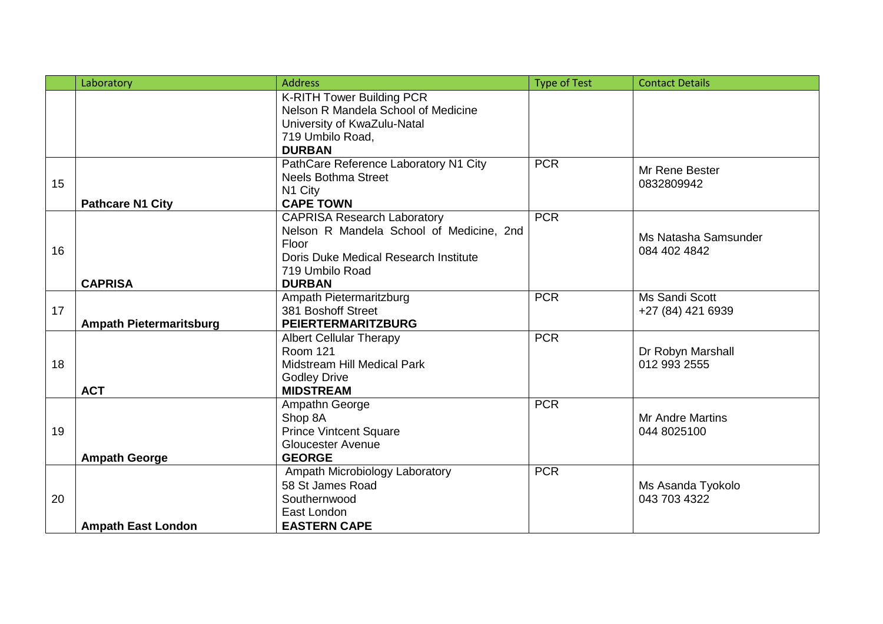| | Laboratory | Address | Type of Test | Contact Details |
|---|---|---|---|---|
| | | K-RITH Tower Building PCR<br>Nelson R Mandela School of Medicine<br>University of KwaZulu-Natal<br>719 Umbilo Road,<br>**DURBAN** | | |
| 15 | **Pathcare N1 City** | PathCare Reference Laboratory N1 City<br>Neels Bothma Street<br>N1 City<br>**CAPE TOWN** | PCR | Mr Rene Bester<br>0832809942 |
| 16 | **CAPRISA** | CAPRISA Research Laboratory<br>Nelson R Mandela School of Medicine, 2nd Floor<br>Doris Duke Medical Research Institute<br>719 Umbilo Road<br>**DURBAN** | PCR | Ms Natasha Samsunder<br>084 402 4842 |
| 17 | **Ampath Pietermaritsburg** | Ampath Pietermaritzburg<br>381 Boshoff Street<br>**PEIERTERMARITZBURG** | PCR | Ms Sandi Scott<br>+27 (84) 421 6939 |
| 18 | **ACT** | Albert Cellular Therapy<br>Room 121<br>Midstream Hill Medical Park<br>Godley Drive<br>**MIDSTREAM** | PCR | Dr Robyn Marshall<br>012 993 2555 |
| 19 | **Ampath George** | Ampathn George<br>Shop 8A<br>Prince Vintcent Square<br>Gloucester Avenue<br>**GEORGE** | PCR | Mr Andre Martins<br>044 8025100 |
| 20 | **Ampath East London** | Ampath Microbiology Laboratory<br>58 St James Road<br>Southernwood<br>East London<br>**EASTERN CAPE** | PCR | Ms Asanda Tyokolo<br>043 703 4322 |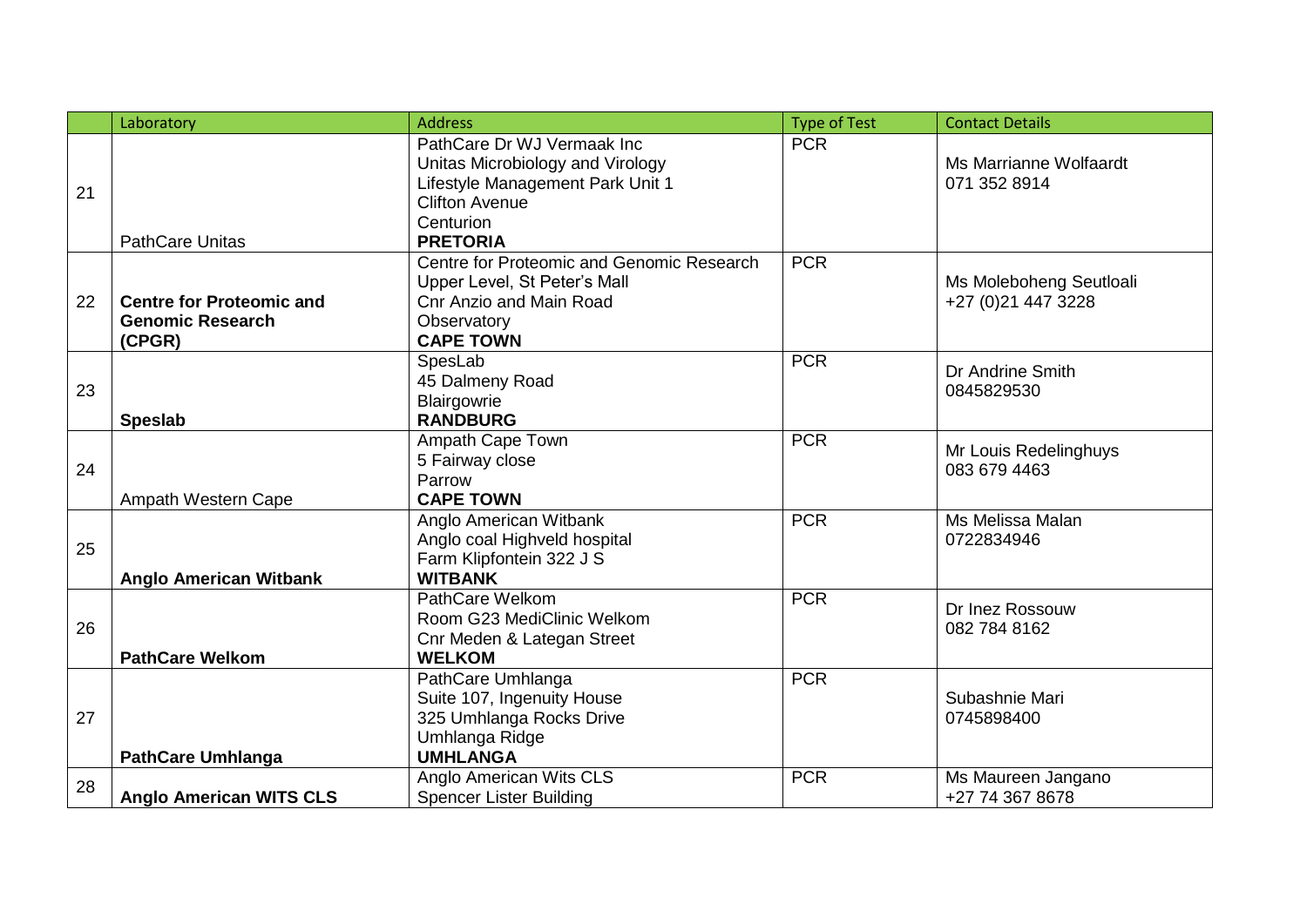|  | Laboratory | Address | Type of Test | Contact Details |
|---|---|---|---|---|
| 21 | PathCare Unitas | PathCare Dr WJ Vermaak Inc<br>Unitas Microbiology and Virology<br>Lifestyle Management Park Unit 1<br>Clifton Avenue<br>Centurion<br>**PRETORIA** | PCR | Ms Marrianne Wolfaardt<br>071 352 8914 |
| 22 | **Centre for Proteomic and Genomic Research (CPGR)** | Centre for Proteomic and Genomic Research<br>Upper Level, St Peter's Mall<br>Cnr Anzio and Main Road<br>Observatory<br>**CAPE TOWN** | PCR | Ms Moleboheng Seutloali<br>+27 (0)21 447 3228 |
| 23 | **Speslab** | SpesLab<br>45 Dalmeny Road<br>Blairgowrie<br>**RANDBURG** | PCR | Dr Andrine Smith<br>0845829530 |
| 24 | Ampath Western Cape | Ampath Cape Town<br>5 Fairway close<br>Parrow<br>**CAPE TOWN** | PCR | Mr Louis Redelinghuys<br>083 679 4463 |
| 25 | **Anglo American Witbank** | Anglo American Witbank<br>Anglo coal Highveld hospital<br>Farm Klipfontein 322 J S<br>**WITBANK** | PCR | Ms Melissa Malan<br>0722834946 |
| 26 | **PathCare Welkom** | PathCare Welkom<br>Room G23 MediClinic Welkom<br>Cnr Meden & Lategan Street<br>**WELKOM** | PCR | Dr Inez Rossouw<br>082 784 8162 |
| 27 | **PathCare Umhlanga** | PathCare Umhlanga<br>Suite 107, Ingenuity House<br>325 Umhlanga Rocks Drive<br>Umhlanga Ridge<br>**UMHLANGA** | PCR | Subashnie Mari<br>0745898400 |
| 28 | **Anglo American WITS CLS** | Anglo American Wits CLS<br>Spencer Lister Building | PCR | Ms Maureen Jangano<br>+27 74 367 8678 |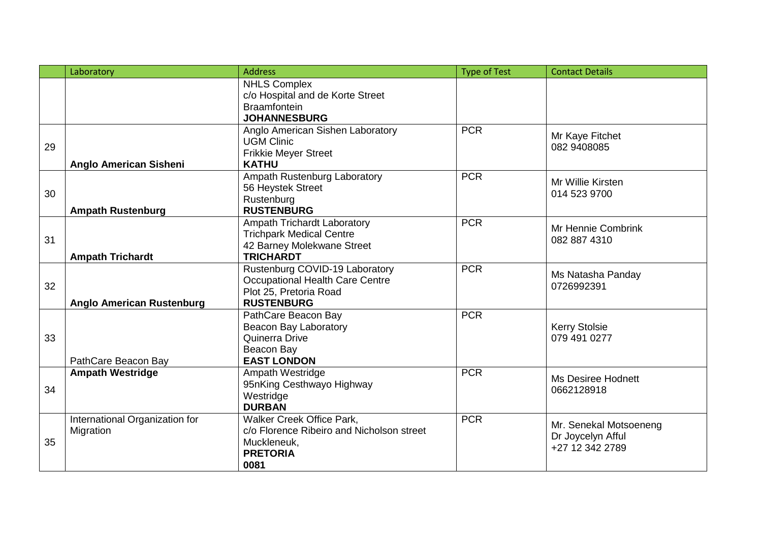| | Laboratory | Address | Type of Test | Contact Details |
|---|---|---|---|---|
| | | NHLS Complex<br>c/o Hospital and de Korte Street<br>Braamfontein<br>**JOHANNESBURG** | | |
| 29 | **Anglo American Sisheni** | Anglo American Sishen Laboratory<br>UGM Clinic<br>Frikkie Meyer Street<br>**KATHU** | PCR | Mr Kaye Fitchet<br>082 9408085 |
| 30 | **Ampath Rustenburg** | Ampath Rustenburg Laboratory<br>56 Heystek Street<br>Rustenburg<br>**RUSTENBURG** | PCR | Mr Willie Kirsten<br>014 523 9700 |
| 31 | **Ampath Trichardt** | Ampath Trichardt Laboratory<br>Trichpark Medical Centre<br>42 Barney Molekwane Street<br>**TRICHARDT** | PCR | Mr Hennie Combrink<br>082 887 4310 |
| 32 | **Anglo American Rustenburg** | Rustenburg COVID-19 Laboratory<br>Occupational Health Care Centre<br>Plot 25, Pretoria Road<br>**RUSTENBURG** | PCR | Ms Natasha Panday<br>0726992391 |
| 33 | PathCare Beacon Bay | PathCare Beacon Bay<br>Beacon Bay Laboratory<br>Quinerra Drive<br>Beacon Bay<br>**EAST LONDON** | PCR | Kerry Stolsie<br>079 491 0277 |
| 34 | **Ampath Westridge** | Ampath Westridge<br>95nKing Cesthwayo Highway<br>Westridge<br>**DURBAN** | PCR | Ms Desiree Hodnett<br>0662128918 |
| 35 | International Organization for Migration | Walker Creek Office Park,<br>c/o Florence Ribeiro and Nicholson street<br>Muckleneuk,<br>**PRETORIA**<br>**0081** | PCR | Mr. Senekal Motsoeneng<br>Dr Joycelyn Afful<br>+27 12 342 2789 |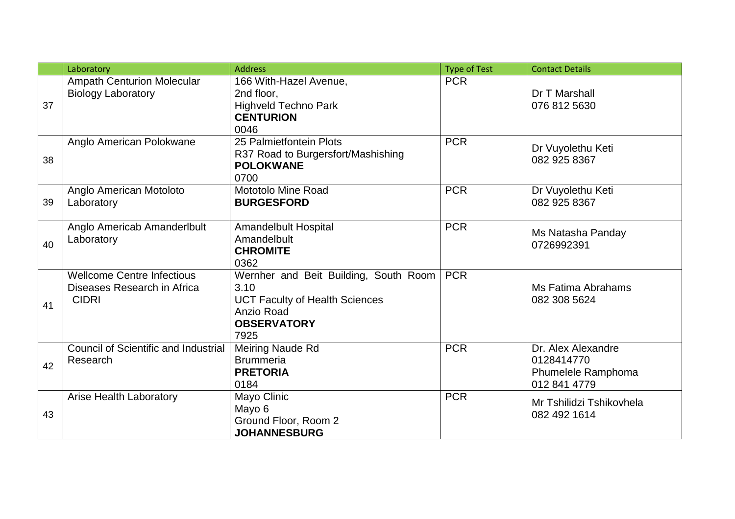| | Laboratory | Address | Type of Test | Contact Details |
|---|---|---|---|---|
| 37 | Ampath Centurion Molecular Biology Laboratory | 166 With-Hazel Avenue,<br>2nd floor,<br>Highveld Techno Park<br>**CENTURION**<br>0046 | PCR | Dr T Marshall<br>076 812 5630 |
| 38 | Anglo American Polokwane | 25 Palmietfontein Plots<br>R37 Road to Burgersfort/Mashishing<br>**POLOKWANE**<br>0700 | PCR | Dr Vuyolethu Keti<br>082 925 8367 |
| 39 | Anglo American Motoloto Laboratory | Mototolo Mine Road<br>**BURGESFORD** | PCR | Dr Vuyolethu Keti<br>082 925 8367 |
| 40 | Anglo Americab Amanderlbult Laboratory | Amandelbult Hospital<br>Amandelbult<br>**CHROMITE**<br>0362 | PCR | Ms Natasha Panday<br>0726992391 |
| 41 | Wellcome Centre Infectious Diseases Research in Africa CIDRI | Wernher and Beit Building, South Room 3.10<br>UCT Faculty of Health Sciences<br>Anzio Road<br>**OBSERVATORY**<br>7925 | PCR | Ms Fatima Abrahams<br>082 308 5624 |
| 42 | Council of Scientific and Industrial Research | Meiring Naude Rd<br>Brummeria<br>**PRETORIA**<br>0184 | PCR | Dr. Alex Alexandre<br>0128414770<br>Phumelele Ramphoma<br>012 841 4779 |
| 43 | Arise Health Laboratory | Mayo Clinic<br>Mayo 6<br>Ground Floor, Room 2<br>**JOHANNESBURG** | PCR | Mr Tshilidzi Tshikovhela<br>082 492 1614 |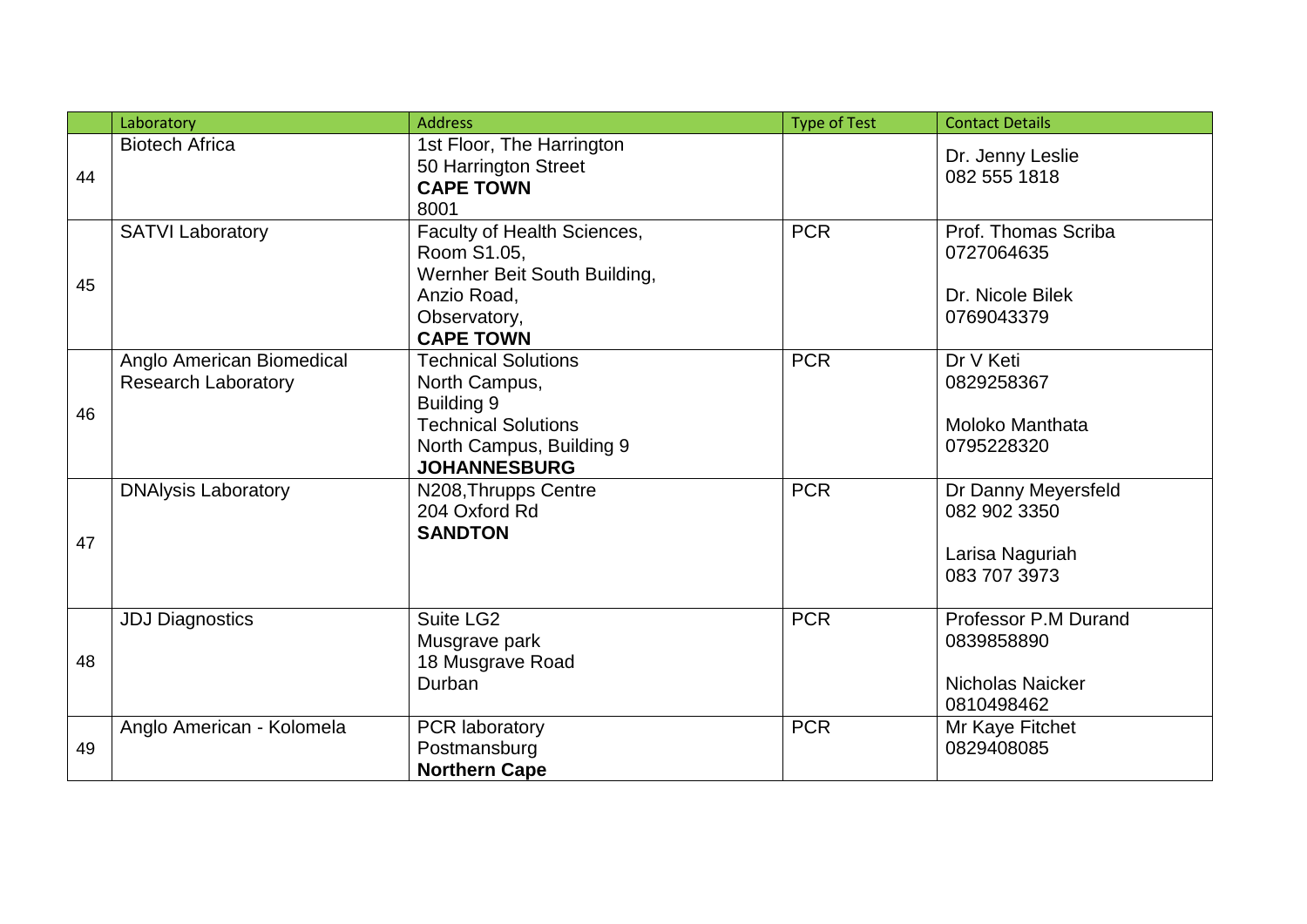|  | Laboratory | Address | Type of Test | Contact Details |
|---|---|---|---|---|
| 44 | Biotech Africa | 1st Floor, The Harrington<br>50 Harrington Street<br>**CAPE TOWN**<br>8001 |  | Dr. Jenny Leslie<br>082 555 1818 |
| 45 | SATVI Laboratory | Faculty of Health Sciences,<br>Room S1.05,<br>Wernher Beit South Building,<br>Anzio Road,<br>Observatory,<br>**CAPE TOWN** | PCR | Prof. Thomas Scriba<br>0727064635<br><br>Dr. Nicole Bilek<br>0769043379 |
| 46 | Anglo American Biomedical Research Laboratory | Technical Solutions<br>North Campus,<br>Building 9<br>Technical Solutions<br>North Campus, Building 9<br>**JOHANNESBURG** | PCR | Dr V Keti<br>0829258367<br><br>Moloko Manthata<br>0795228320 |
| 47 | DNAlysis Laboratory | N208,Thrupps Centre<br>204 Oxford Rd<br>**SANDTON** | PCR | Dr Danny Meyersfeld<br>082 902 3350<br><br>Larisa Naguriah<br>083 707 3973 |
| 48 | JDJ Diagnostics | Suite LG2<br>Musgrave park<br>18 Musgrave Road<br>Durban | PCR | Professor P.M Durand<br>0839858890<br><br>Nicholas Naicker<br>0810498462 |
| 49 | Anglo American - Kolomela | PCR laboratory<br>Postmansburg<br>**Northern Cape** | PCR | Mr Kaye Fitchet<br>0829408085 |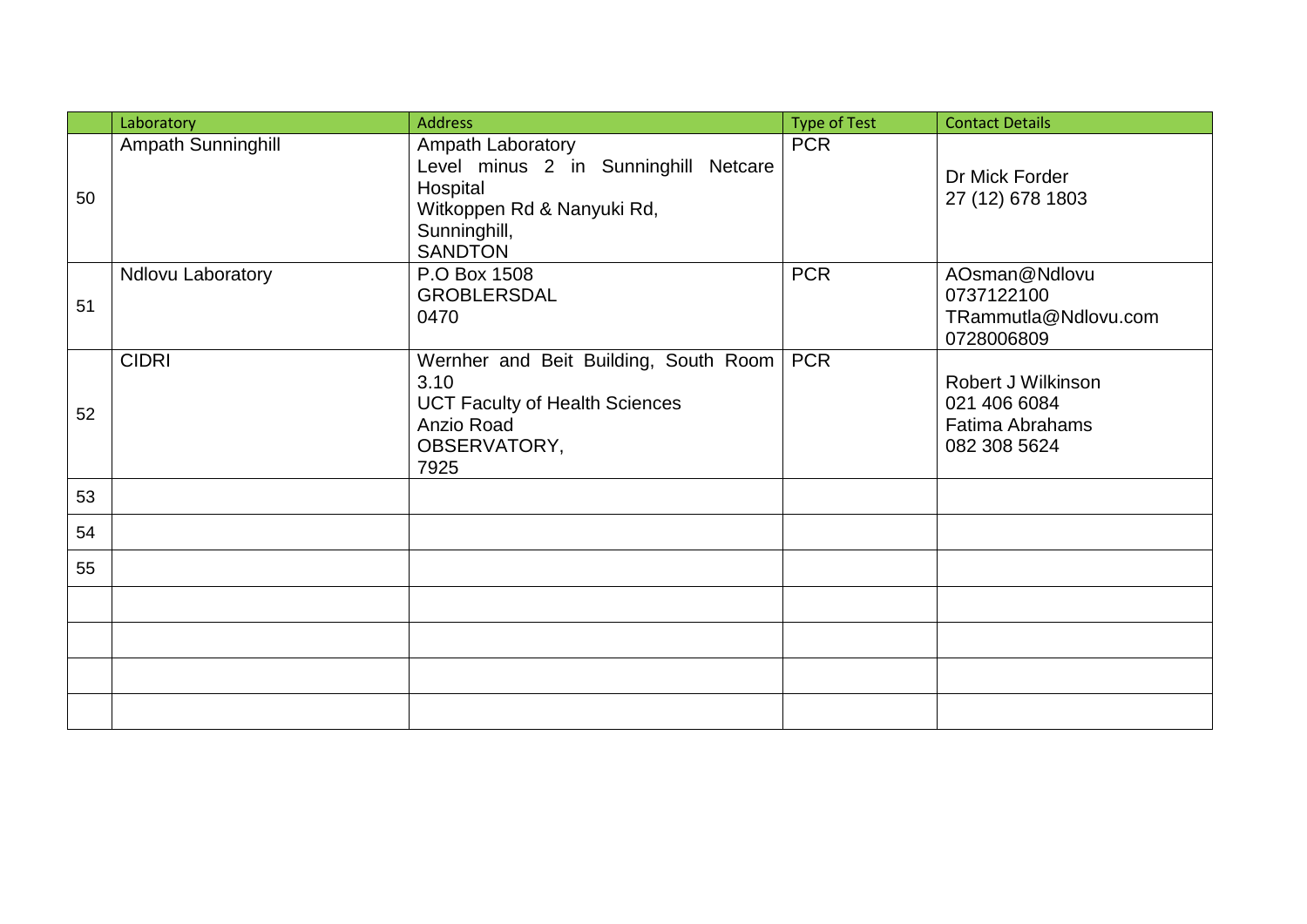| | Laboratory | Address | Type of Test | Contact Details |
|---|---|---|---|---|
| 50 | Ampath Sunninghill | Ampath Laboratory<br>Level minus 2 in Sunninghill Netcare Hospital<br>Witkoppen Rd & Nanyuki Rd,<br>Sunninghill,<br>SANDTON | PCR | Dr Mick Forder<br>27 (12) 678 1803 |
| 51 | Ndlovu Laboratory | P.O Box 1508<br>GROBLERSDAL<br>0470 | PCR | AOsman@Ndlovu<br>0737122100<br>TRammutla@Ndlovu.com<br>0728006809 |
| 52 | CIDRI | Wernher and Beit Building, South Room 3.10<br>UCT Faculty of Health Sciences<br>Anzio Road<br>OBSERVATORY,<br>7925 | PCR | Robert J Wilkinson<br>021 406 6084<br>Fatima Abrahams<br>082 308 5624 |
| 53 | | | | |
| 54 | | | | |
| 55 | | | | |
| | | | | |
| | | | | |
| | | | | |
| | | | | |